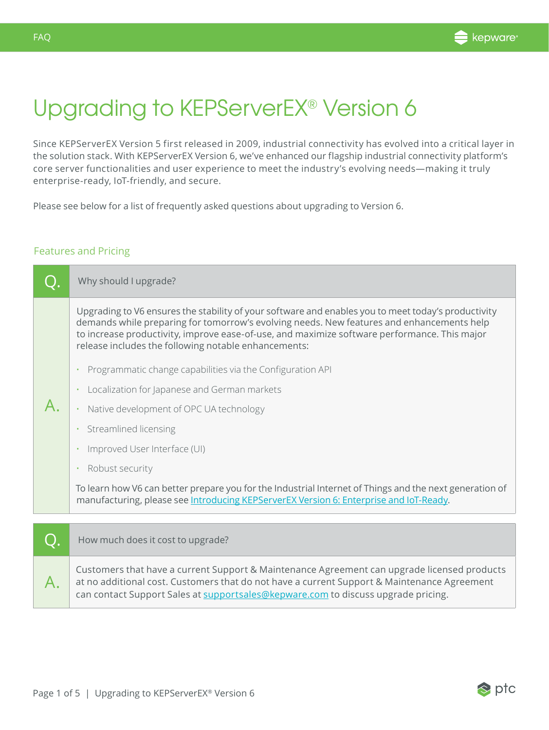# Upgrading to KEPServerEX® Version 6

Since KEPServerEX Version 5 first released in 2009, industrial connectivity has evolved into a critical layer in the solution stack. With KEPServerEX Version 6, we've enhanced our flagship industrial connectivity platform's core server functionalities and user experience to meet the industry's evolving needs—making it truly enterprise-ready, IoT-friendly, and secure.

Please see below for a list of frequently asked questions about upgrading to Version 6.

## Features and Pricing

**Q. Why should I upgrade?**

**A.** Upgrading to V6 ensures the stability of your software and enables you to meet today's productivity demands while preparing for tomorrow's evolving needs. New features and enhancements help to increase productivity, improve ease-of-use, and maximize software performance. This major release includes the following notable enhancements:

- Programmatic change capabilities via the Configuration API
- Localization for Japanese and German markets
- Native development of OPC UA technology
- Streamlined licensing
- Improved User Interface (UI)
- Robust security

To learn how V6 can better prepare you for the Industrial Internet of Things and the next generation of manufacturing, please see Introducing KEPServerEX Version 6: Enterprise and IoT-Ready.

**Q. How much does it cost to upgrade?**

**A.** Customers that have a current Support & Maintenance Agreement can upgrade licensed products at no additional cost. Customers that do not have a current Support & Maintenance Agreement can contact Support Sales at supportsales@kepware.com to discuss upgrade pricing.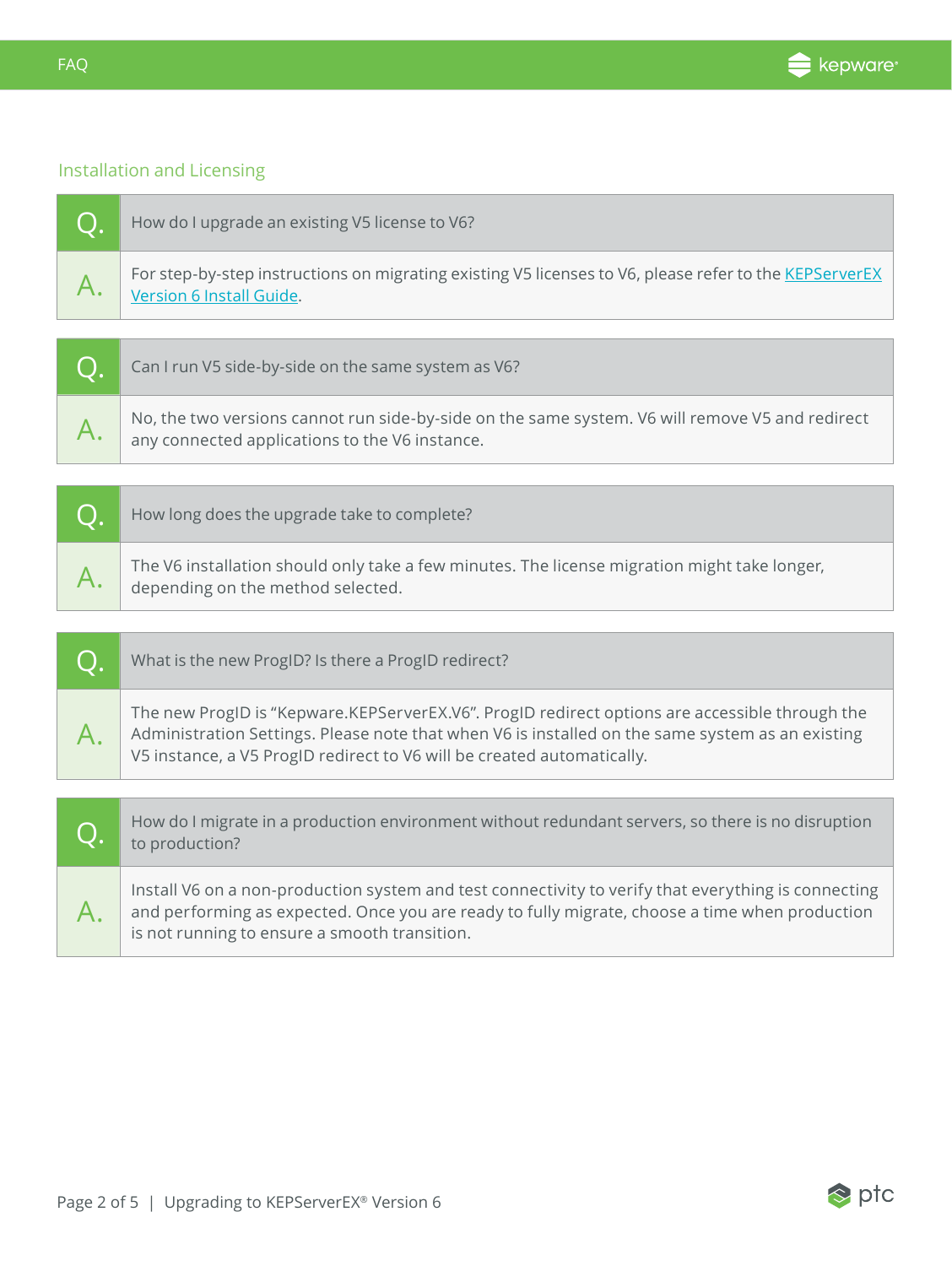## Installation and Licensing

**Q.** How do I upgrade an existing V5 license to V6?

**A.** For step-by-step instructions on migrating existing V5 licenses to V6, please refer to the KEPServerEX Version 6 Install Guide.

**Q.** Can I run V5 side-by-side on the same system as V6?

**A.** No, the two versions cannot run side-by-side on the same system. V6 will remove V5 and redirect any connected applications to the V6 instance.

**Q.** How long does the upgrade take to complete?

**A.** The V6 installation should only take a few minutes. The license migration might take longer, depending on the method selected.

**Q.** What is the new ProgID? Is there a ProgID redirect?

**A.** The new ProgID is "Kepware.KEPServerEX.V6". ProgID redirect options are accessible through the Administration Settings. Please note that when V6 is installed on the same system as an existing V5 instance, a V5 ProgID redirect to V6 will be created automatically.

**Q.** How do I migrate in a production environment without redundant servers, so there is no disruption to production?

**A.** Install V6 on a non-production system and test connectivity to verify that everything is connecting and performing as expected. Once you are ready to fully migrate, choose a time when production is not running to ensure a smooth transition.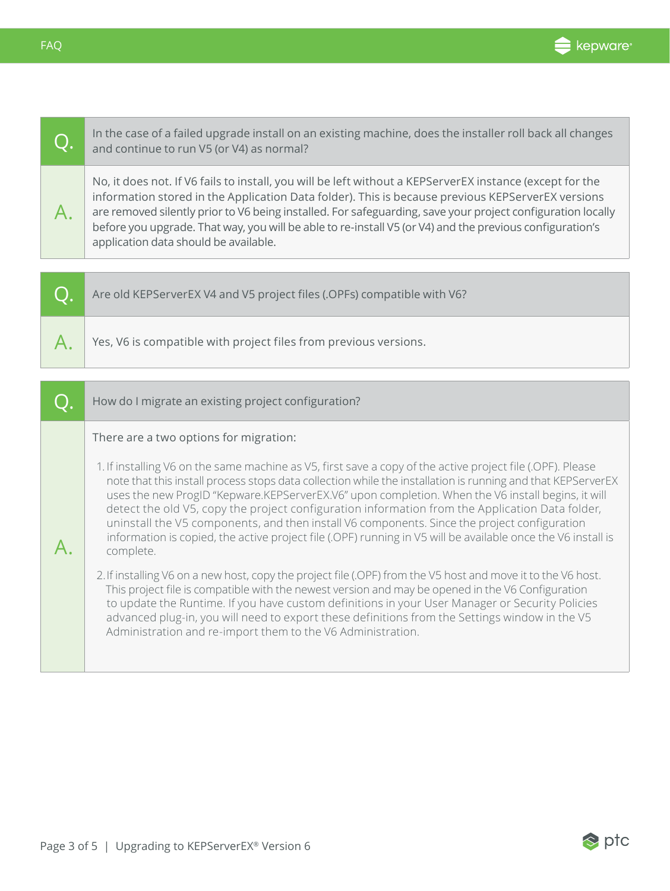**Q.** In the case of a failed upgrade install on an existing machine, does the installer roll back all changes and continue to run V5 (or V4) as normal?

**A.** No, it does not. If V6 fails to install, you will be left without a KEPServerEX instance (except for the information stored in the Application Data folder). This is because previous KEPServerEX versions are removed silently prior to V6 being installed. For safeguarding, save your project configuration locally before you upgrade. That way, you will be able to re-install V5 (or V4) and the previous configuration's application data should be available.

**Q.** Are old KEPServerEX V4 and V5 project files (.OPFs) compatible with V6?

**A.** Yes, V6 is compatible with project files from previous versions.

**Q.** How do I migrate an existing project configuration?

**A.** There are a two options for migration:

1. If installing V6 on the same machine as V5, first save a copy of the active project file (.OPF). Please note that this install process stops data collection while the installation is running and that KEPServerEX uses the new ProgID "Kepware.KEPServerEX.V6" upon completion. When the V6 install begins, it will detect the old V5, copy the project configuration information from the Application Data folder, uninstall the V5 components, and then install V6 components. Since the project configuration information is copied, the active project file (.OPF) running in V5 will be available once the V6 install is complete.
2. If installing V6 on a new host, copy the project file (.OPF) from the V5 host and move it to the V6 host. This project file is compatible with the newest version and may be opened in the V6 Configuration to update the Runtime. If you have custom definitions in your User Manager or Security Policies advanced plug-in, you will need to export these definitions from the Settings window in the V5 Administration and re-import them to the V6 Administration.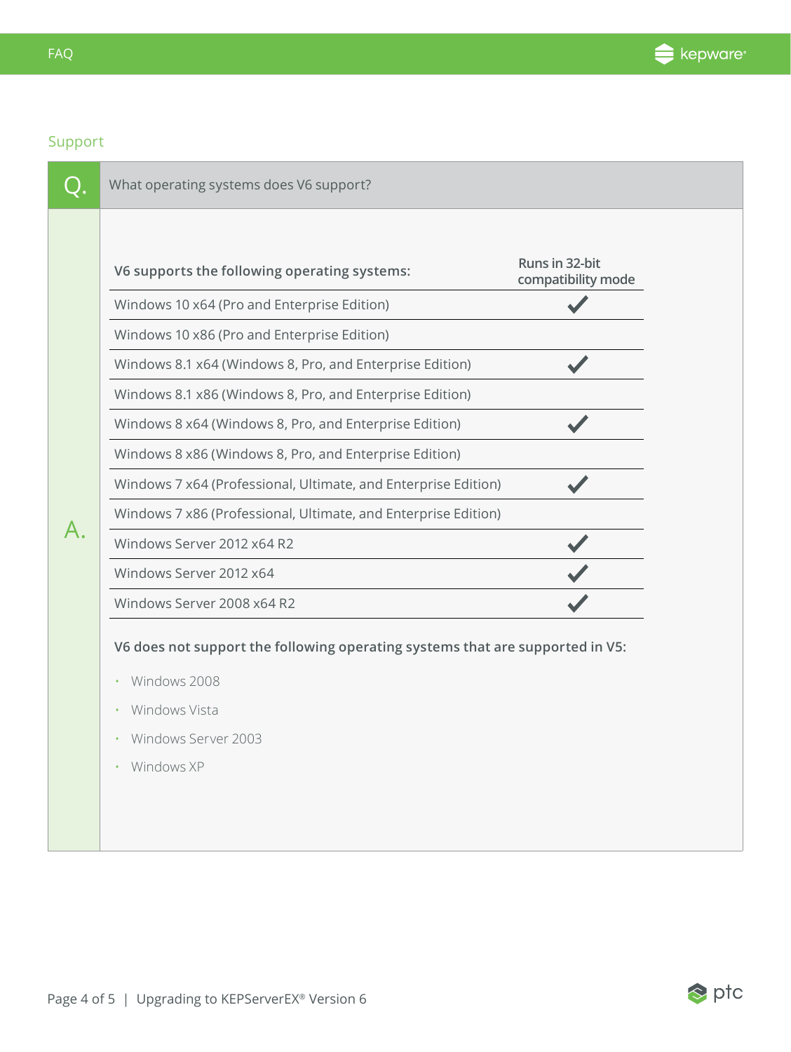## Support

**Q.** What operating systems does V6 support?

**A.**

| V6 supports the following operating systems: | Runs in 32-bit compatibility mode |
|---|---|
| Windows 10 x64 (Pro and Enterprise Edition) | ✔ |
| Windows 10 x86 (Pro and Enterprise Edition) | |
| Windows 8.1 x64 (Windows 8, Pro, and Enterprise Edition) | ✔ |
| Windows 8.1 x86 (Windows 8, Pro, and Enterprise Edition) | |
| Windows 8 x64 (Windows 8, Pro, and Enterprise Edition) | ✔ |
| Windows 8 x86 (Windows 8, Pro, and Enterprise Edition) | |
| Windows 7 x64 (Professional, Ultimate, and Enterprise Edition) | ✔ |
| Windows 7 x86 (Professional, Ultimate, and Enterprise Edition) | |
| Windows Server 2012 x64 R2 | ✔ |
| Windows Server 2012 x64 | ✔ |
| Windows Server 2008 x64 R2 | ✔ |

**V6 does not support the following operating systems that are supported in V5:**

- Windows 2008
- Windows Vista
- Windows Server 2003
- Windows XP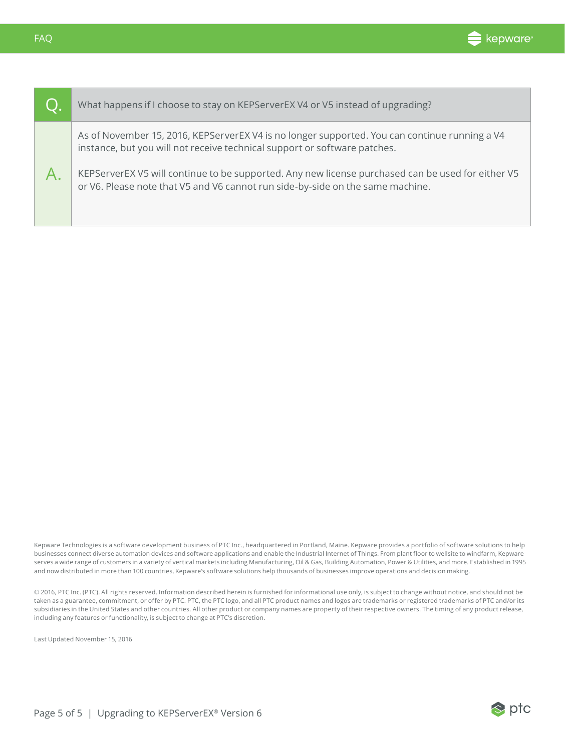| Q. | What happens if I choose to stay on KEPServerEX V4 or V5 instead of upgrading? |
| --- | --- |
| A. | As of November 15, 2016, KEPServerEX V4 is no longer supported. You can continue running a V4 instance, but you will not receive technical support or software patches.<br><br>KEPServerEX V5 will continue to be supported. Any new license purchased can be used for either V5 or V6. Please note that V5 and V6 cannot run side-by-side on the same machine. |

Kepware Technologies is a software development business of PTC Inc., headquartered in Portland, Maine. Kepware provides a portfolio of software solutions to help businesses connect diverse automation devices and software applications and enable the Industrial Internet of Things. From plant floor to wellsite to windfarm, Kepware serves a wide range of customers in a variety of vertical markets including Manufacturing, Oil & Gas, Building Automation, Power & Utilities, and more. Established in 1995 and now distributed in more than 100 countries, Kepware's software solutions help thousands of businesses improve operations and decision making.

© 2016, PTC Inc. (PTC). All rights reserved. Information described herein is furnished for informational use only, is subject to change without notice, and should not be taken as a guarantee, commitment, or offer by PTC. PTC, the PTC logo, and all PTC product names and logos are trademarks or registered trademarks of PTC and/or its subsidiaries in the United States and other countries. All other product or company names are property of their respective owners. The timing of any product release, including any features or functionality, is subject to change at PTC's discretion.

Last Updated November 15, 2016